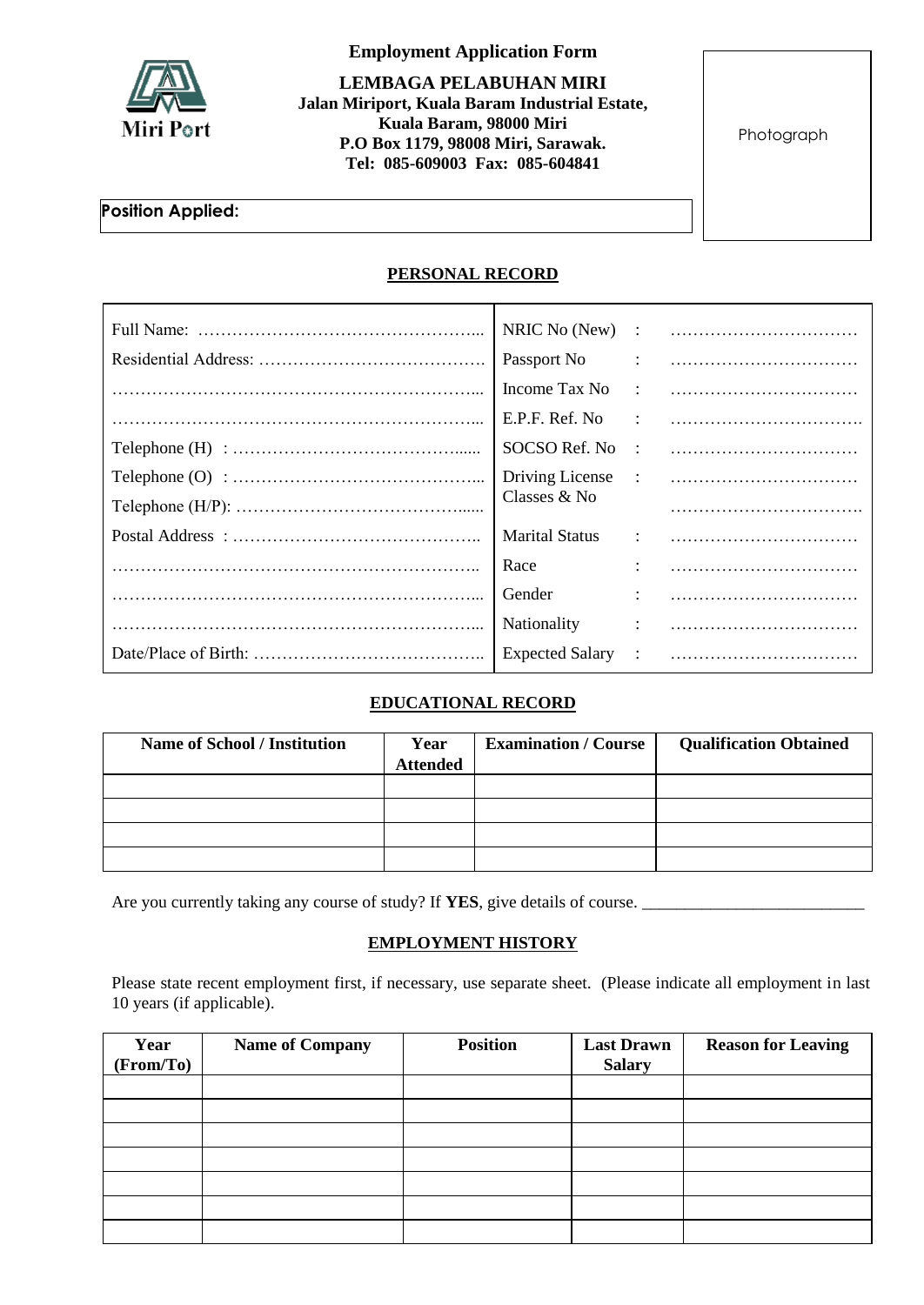Miri Port

# Employment Application Form

**LEMBAGA PELABUHAN MIRI**
**Jalan Miriport, Kuala Baram Industrial Estate,**
**Kuala Baram, 98000 Miri**
**P.O Box 1179, 98008 Miri, Sarawak.**
**Tel: 085-609003 Fax: 085-604841**

Photograph

**Position Applied:**

## PERSONAL RECORD

| | | | |
|---|---|---|---|
| Full Name: ………………………………………….. | NRIC No (New) | : | …………………………… |
| Residential Address: ………………………………… | Passport No | : | …………………………… |
| ……………………………………………………….. | Income Tax No | : | …………………………… |
| ……………………………………………………….. | E.P.F. Ref. No | : | ……………………………. |
| Telephone (H) : ……………………………………..... | SOCSO Ref. No | : | …………………………… |
| Telephone (O) : …………………………………….. | Driving License Classes & No | : | ……………………………. |
| Telephone (H/P): ………………………………….…... | | | |
| Postal Address : …………………………………….. | Marital Status | : | …………………………… |
| ……………………………………………………….. | Race | : | …………………………… |
| ……………………………………………………….. | Gender | : | …………………………… |
| ……………………………………………………….. | Nationality | : | …………………………… |
| Date/Place of Birth: ………………………………….. | Expected Salary | : | …………………………… |

## EDUCATIONAL RECORD

| Name of School / Institution | Year Attended | Examination / Course | Qualification Obtained |
|---|---|---|---|
| | | | |
| | | | |
| | | | |
| | | | |

Are you currently taking any course of study? If **YES**, give details of course. __________________________

## EMPLOYMENT HISTORY

Please state recent employment first, if necessary, use separate sheet. (Please indicate all employment in last 10 years (if applicable).

| Year (From/To) | Name of Company | Position | Last Drawn Salary | Reason for Leaving |
|---|---|---|---|---|
| | | | | |
| | | | | |
| | | | | |
| | | | | |
| | | | | |
| | | | | |
| | | | | |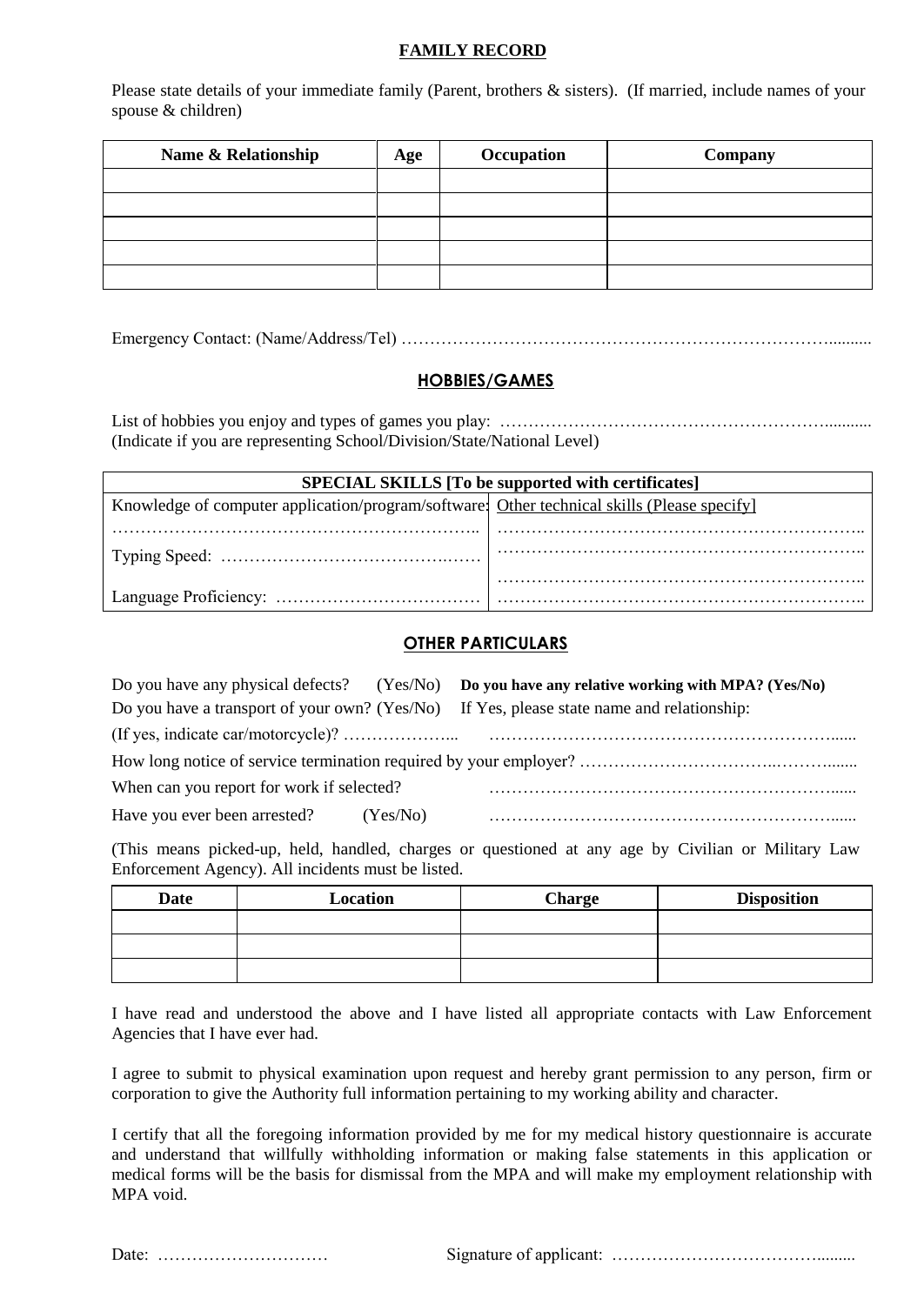## FAMILY RECORD

Please state details of your immediate family (Parent, brothers & sisters). (If married, include names of your spouse & children)

| Name & Relationship | Age | Occupation | Company |
|---|---|---|---|
| | | | |
| | | | |
| | | | |
| | | | |
| | | | |

Emergency Contact: (Name/Address/Tel) ……………………………………………………………………..........

## HOBBIES/GAMES

List of hobbies you enjoy and types of games you play: ………………………………………………….........
(Indicate if you are representing School/Division/State/National Level)

| SPECIAL SKILLS [To be supported with certificates] | |
|---|---|
| Knowledge of computer application/program/software: | Other technical skills (Please specify) |
| ……………………………………………………….. | ……………………………………………………….. |
| Typing Speed: ……………………………………… | ……………………………………………………….. |
| | ……………………………………………………….. |
| Language Proficiency: ……………………………… | ……………………………………………………….. |

## OTHER PARTICULARS

Do you have any physical defects? (Yes/No) **Do you have any relative working with MPA? (Yes/No)**

Do you have a transport of your own? (Yes/No) If Yes, please state name and relationship:

(If yes, indicate car/motorcycle)? ………………... ……………………………………………………......

How long notice of service termination required by your employer? ……………………………..……........

When can you report for work if selected? ……………………………………………………......

Have you ever been arrested? (Yes/No) ……………………………………………………......

(This means picked-up, held, handled, charges or questioned at any age by Civilian or Military Law Enforcement Agency). All incidents must be listed.

| Date | Location | Charge | Disposition |
|---|---|---|---|
| | | | |
| | | | |
| | | | |

I have read and understood the above and I have listed all appropriate contacts with Law Enforcement Agencies that I have ever had.

I agree to submit to physical examination upon request and hereby grant permission to any person, firm or corporation to give the Authority full information pertaining to my working ability and character.

I certify that all the foregoing information provided by me for my medical history questionnaire is accurate and understand that willfully withholding information or making false statements in this application or medical forms will be the basis for dismissal from the MPA and will make my employment relationship with MPA void.

Date: ………………………… Signature of applicant: ……………………………….........